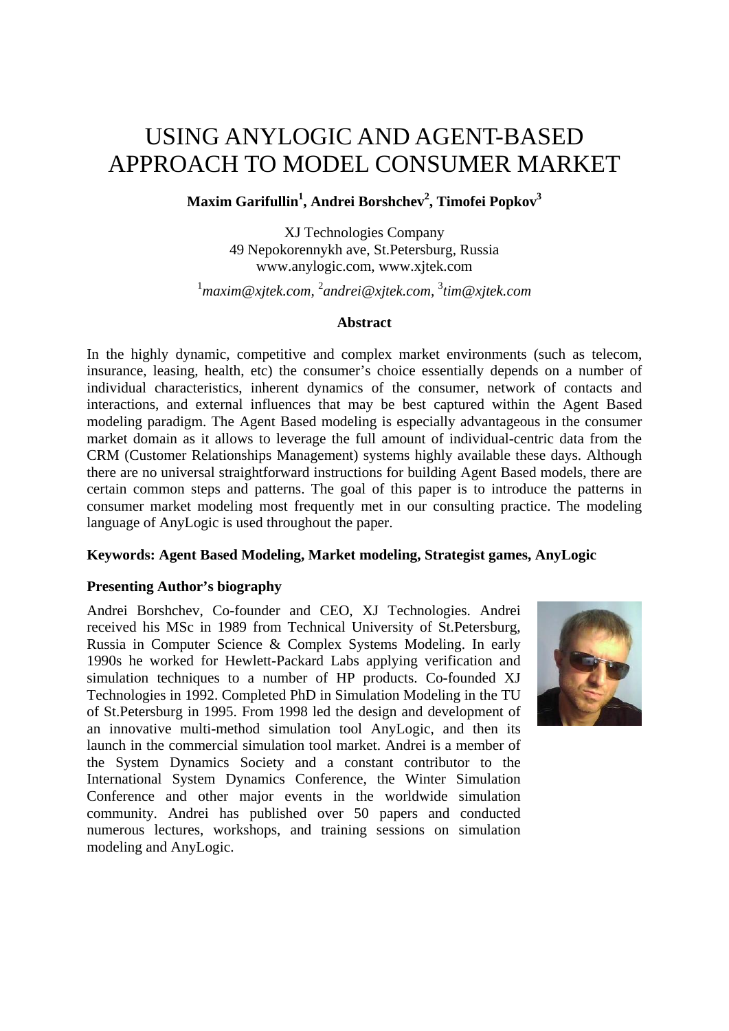# USING ANYLOGIC AND AGENT-BASED APPROACH TO MODEL CONSUMER MARKET

**Maxim Garifullin[1], Andrei Borshchev[2], Timofei Popkov[3]**

XJ Technologies Company
49 Nepokorennykh ave, St.Petersburg, Russia
www.anylogic.com, www.xjtek.com

[1]*maxim@xjtek.com,* [2]*andrei@xjtek.com,* [3]*tim@xjtek.com*

**Abstract**

In the highly dynamic, competitive and complex market environments (such as telecom, insurance, leasing, health, etc) the consumer's choice essentially depends on a number of individual characteristics, inherent dynamics of the consumer, network of contacts and interactions, and external influences that may be best captured within the Agent Based modeling paradigm. The Agent Based modeling is especially advantageous in the consumer market domain as it allows to leverage the full amount of individual-centric data from the CRM (Customer Relationships Management) systems highly available these days. Although there are no universal straightforward instructions for building Agent Based models, there are certain common steps and patterns. The goal of this paper is to introduce the patterns in consumer market modeling most frequently met in our consulting practice. The modeling language of AnyLogic is used throughout the paper.

**Keywords: Agent Based Modeling, Market modeling, Strategist games, AnyLogic**

**Presenting Author's biography**

Andrei Borshchev, Co-founder and CEO, XJ Technologies. Andrei received his MSc in 1989 from Technical University of St.Petersburg, Russia in Computer Science & Complex Systems Modeling. In early 1990s he worked for Hewlett-Packard Labs applying verification and simulation techniques to a number of HP products. Co-founded XJ Technologies in 1992. Completed PhD in Simulation Modeling in the TU of St.Petersburg in 1995. From 1998 led the design and development of an innovative multi-method simulation tool AnyLogic, and then its launch in the commercial simulation tool market. Andrei is a member of the System Dynamics Society and a constant contributor to the International System Dynamics Conference, the Winter Simulation Conference and other major events in the worldwide simulation community. Andrei has published over 50 papers and conducted numerous lectures, workshops, and training sessions on simulation modeling and AnyLogic.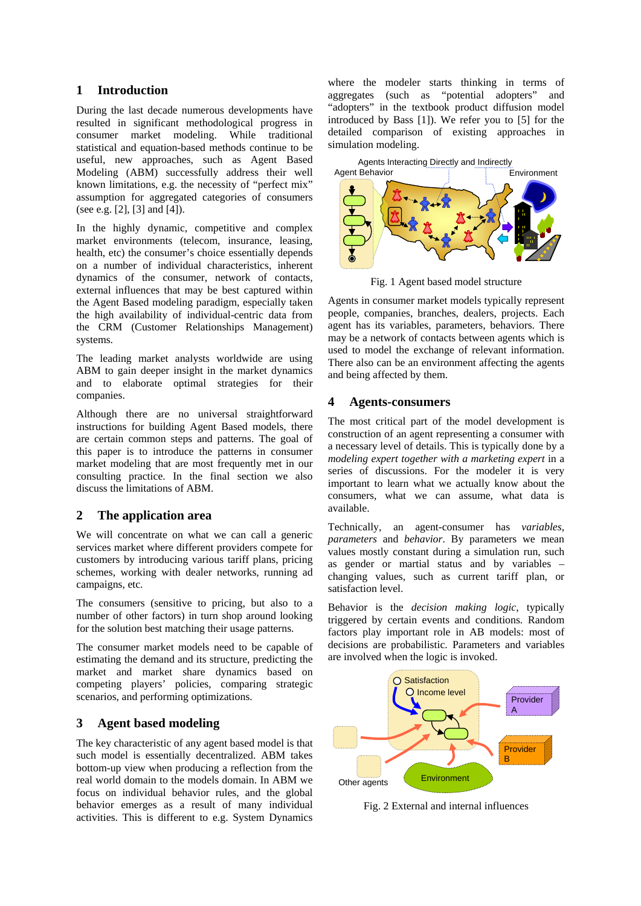## 1 Introduction

During the last decade numerous developments have resulted in significant methodological progress in consumer market modeling. While traditional statistical and equation-based methods continue to be useful, new approaches, such as Agent Based Modeling (ABM) successfully address their well known limitations, e.g. the necessity of "perfect mix" assumption for aggregated categories of consumers (see e.g. [2], [3] and [4]).

In the highly dynamic, competitive and complex market environments (telecom, insurance, leasing, health, etc) the consumer's choice essentially depends on a number of individual characteristics, inherent dynamics of the consumer, network of contacts, external influences that may be best captured within the Agent Based modeling paradigm, especially taken the high availability of individual-centric data from the CRM (Customer Relationships Management) systems.

The leading market analysts worldwide are using ABM to gain deeper insight in the market dynamics and to elaborate optimal strategies for their companies.

Although there are no universal straightforward instructions for building Agent Based models, there are certain common steps and patterns. The goal of this paper is to introduce the patterns in consumer market modeling that are most frequently met in our consulting practice. In the final section we also discuss the limitations of ABM.

## 2 The application area

We will concentrate on what we can call a generic services market where different providers compete for customers by introducing various tariff plans, pricing schemes, working with dealer networks, running ad campaigns, etc.

The consumers (sensitive to pricing, but also to a number of other factors) in turn shop around looking for the solution best matching their usage patterns.

The consumer market models need to be capable of estimating the demand and its structure, predicting the market and market share dynamics based on competing players' policies, comparing strategic scenarios, and performing optimizations.

## 3 Agent based modeling

The key characteristic of any agent based model is that such model is essentially decentralized. ABM takes bottom-up view when producing a reflection from the real world domain to the models domain. In ABM we focus on individual behavior rules, and the global behavior emerges as a result of many individual activities. This is different to e.g. System Dynamics where the modeler starts thinking in terms of aggregates (such as "potential adopters" and "adopters" in the textbook product diffusion model introduced by Bass [1]). We refer you to [5] for the detailed comparison of existing approaches in simulation modeling.

Fig. 1 Agent based model structure

Agents in consumer market models typically represent people, companies, branches, dealers, projects. Each agent has its variables, parameters, behaviors. There may be a network of contacts between agents which is used to model the exchange of relevant information. There also can be an environment affecting the agents and being affected by them.

## 4 Agents-consumers

The most critical part of the model development is construction of an agent representing a consumer with a necessary level of details. This is typically done by a *modeling expert together with a marketing expert* in a series of discussions. For the modeler it is very important to learn what we actually know about the consumers, what we can assume, what data is available.

Technically, an agent-consumer has *variables*, *parameters* and *behavior*. By parameters we mean values mostly constant during a simulation run, such as gender or martial status and by variables – changing values, such as current tariff plan, or satisfaction level.

Behavior is the *decision making logic*, typically triggered by certain events and conditions. Random factors play important role in AB models: most of decisions are probabilistic. Parameters and variables are involved when the logic is invoked.

Fig. 2 External and internal influences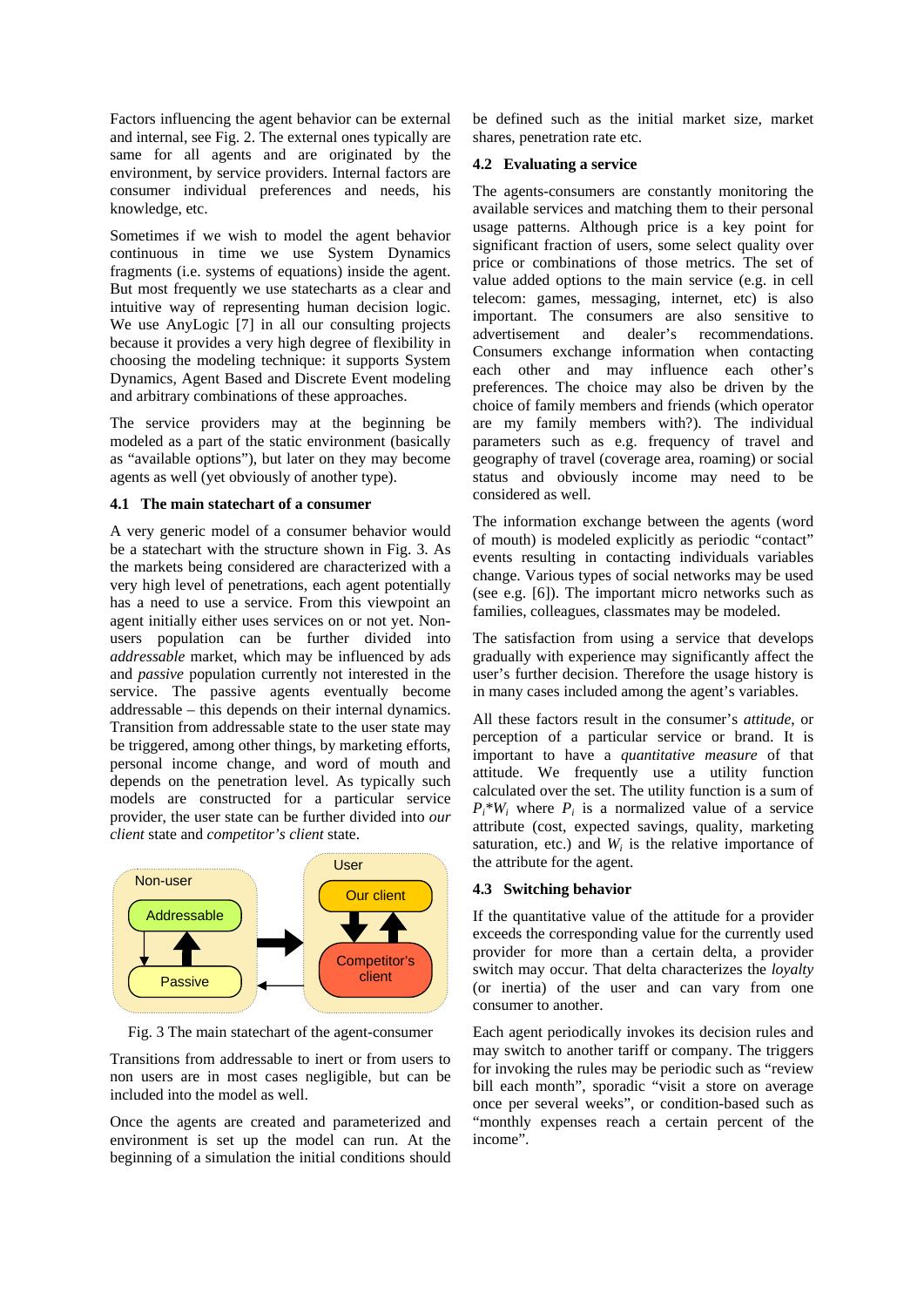Factors influencing the agent behavior can be external and internal, see Fig. 2. The external ones typically are same for all agents and are originated by the environment, by service providers. Internal factors are consumer individual preferences and needs, his knowledge, etc.

Sometimes if we wish to model the agent behavior continuous in time we use System Dynamics fragments (i.e. systems of equations) inside the agent. But most frequently we use statecharts as a clear and intuitive way of representing human decision logic. We use AnyLogic [7] in all our consulting projects because it provides a very high degree of flexibility in choosing the modeling technique: it supports System Dynamics, Agent Based and Discrete Event modeling and arbitrary combinations of these approaches.

The service providers may at the beginning be modeled as a part of the static environment (basically as "available options"), but later on they may become agents as well (yet obviously of another type).

### 4.1 The main statechart of a consumer

A very generic model of a consumer behavior would be a statechart with the structure shown in Fig. 3. As the markets being considered are characterized with a very high level of penetrations, each agent potentially has a need to use a service. From this viewpoint an agent initially either uses services on or not yet. Non-users population can be further divided into *addressable* market, which may be influenced by ads and *passive* population currently not interested in the service. The passive agents eventually become addressable – this depends on their internal dynamics. Transition from addressable state to the user state may be triggered, among other things, by marketing efforts, personal income change, and word of mouth and depends on the penetration level. As typically such models are constructed for a particular service provider, the user state can be further divided into *our client* state and *competitor's client* state.

Fig. 3 The main statechart of the agent-consumer

Transitions from addressable to inert or from users to non users in most cases negligible, but can be included into the model as well.

Once the agents are created and parameterized and environment is set up the model can run. At the beginning of a simulation the initial conditions should be defined such as the initial market size, market shares, penetration rate etc.

### 4.2 Evaluating a service

The agents-consumers are constantly monitoring the available services and matching them to their personal usage patterns. Although price is a key point for significant fraction of users, some select quality over price or combinations of those metrics. The set of value added options to the main service (e.g. in cell telecom: games, messaging, internet, etc) is also important. The consumers are also sensitive to advertisement and dealer's recommendations. Consumers exchange information when contacting each other and may influence each other's preferences. The choice may also be driven by the choice of family members and friends (which operator are my family members with?). The individual parameters such as e.g. frequency of travel and geography of travel (coverage area, roaming) or social status and obviously income may need to be considered as well.

The information exchange between the agents (word of mouth) is modeled explicitly as periodic "contact" events resulting in contacting individuals variables change. Various types of social networks may be used (see e.g. [6]). The important micro networks such as families, colleagues, classmates may be modeled.

The satisfaction from using a service that develops gradually with experience may significantly affect the user's further decision. Therefore the usage history is in many cases included among the agent's variables.

All these factors result in the consumer's *attitude*, or perception of a particular service or brand. It is important to have a *quantitative measure* of that attitude. We frequently use a utility function calculated over the set. The utility function is a sum of $P_i*W_i$ where $P_i$ is a normalized value of a service attribute (cost, expected savings, quality, marketing saturation, etc.) and $W_i$ is the relative importance of the attribute for the agent.

### 4.3 Switching behavior

If the quantitative value of the attitude for a provider exceeds the corresponding value for the currently used provider for more than a certain delta, a provider switch may occur. That delta characterizes the *loyalty* (or inertia) of the user and can vary from one consumer to another.

Each agent periodically invokes its decision rules and may switch to another tariff or company. The triggers for invoking the rules may be periodic such as "review bill each month", sporadic "visit a store on average once per several weeks", or condition-based such as "monthly expenses reach a certain percent of the income".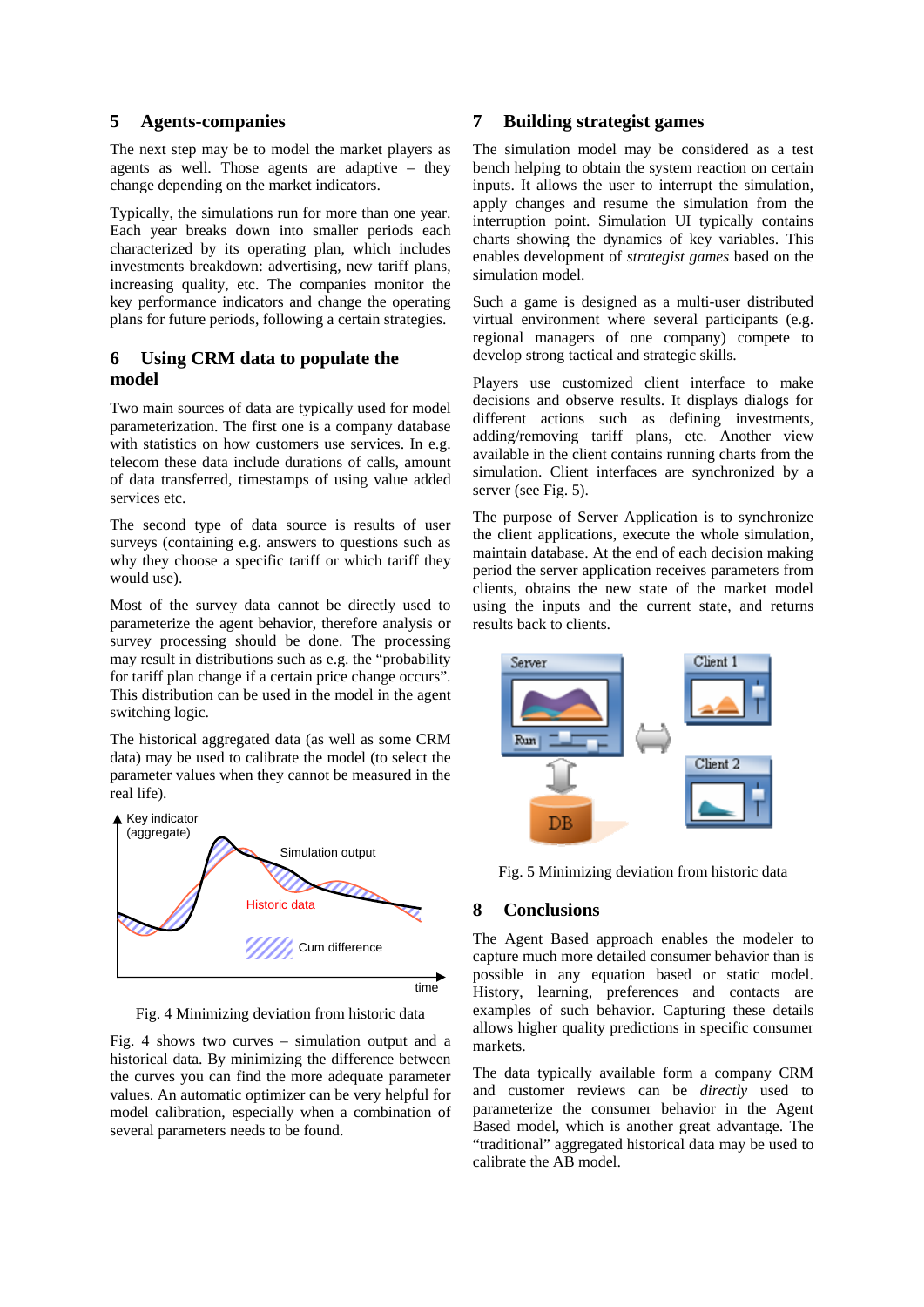## 5 Agents-companies

The next step may be to model the market players as agents as well. Those agents are adaptive – they change depending on the market indicators.

Typically, the simulations run for more than one year. Each year breaks down into smaller periods each characterized by its operating plan, which includes investments breakdown: advertising, new tariff plans, increasing quality, etc. The companies monitor the key performance indicators and change the operating plans for future periods, following a certain strategies.

## 6 Using CRM data to populate the model

Two main sources of data are typically used for model parameterization. The first one is a company database with statistics on how customers use services. In e.g. telecom these data include durations of calls, amount of data transferred, timestamps of using value added services etc.

The second type of data source is results of user surveys (containing e.g. answers to questions such as why they choose a specific tariff or which tariff they would use).

Most of the survey data cannot be directly used to parameterize the agent behavior, therefore analysis or survey processing should be done. The processing may result in distributions such as e.g. the "probability for tariff plan change if a certain price change occurs". This distribution can be used in the model in the agent switching logic.

The historical aggregated data (as well as some CRM data) may be used to calibrate the model (to select the parameter values when they cannot be measured in the real life).

Fig. 4 Minimizing deviation from historic data

Fig. 4 shows two curves – simulation output and a historical data. By minimizing the difference between the curves you can find the more adequate parameter values. An automatic optimizer can be very helpful for model calibration, especially when a combination of several parameters needs to be found.

## 7 Building strategist games

The simulation model may be considered as a test bench helping to obtain the system reaction on certain inputs. It allows the user to interrupt the simulation, apply changes and resume the simulation from the interruption point. Simulation UI typically contains charts showing the dynamics of key variables. This enables development of *strategist games* based on the simulation model.

Such a game is designed as a multi-user distributed virtual environment where several participants (e.g. regional managers of one company) compete to develop strong tactical and strategic skills.

Players use customized client interface to make decisions and observe results. It displays dialogs for different actions such as defining investments, adding/removing tariff plans, etc. Another view available in the client contains running charts from the simulation. Client interfaces are synchronized by a server (see Fig. 5).

The purpose of Server Application is to synchronize the client applications, execute the whole simulation, maintain database. At the end of each decision making period the server application receives parameters from clients, obtains the new state of the market model using the inputs and the current state, and returns results back to clients.

Fig. 5 Minimizing deviation from historic data

## 8 Conclusions

The Agent Based approach enables the modeler to capture much more detailed consumer behavior than is possible in any equation based or static model. History, learning, preferences and contacts are examples of such behavior. Capturing these details allows higher quality predictions in specific consumer markets.

The data typically available form a company CRM and customer reviews can be *directly* used to parameterize the consumer behavior in the Agent Based model, which is another great advantage. The "traditional" aggregated historical data may be used to calibrate the AB model.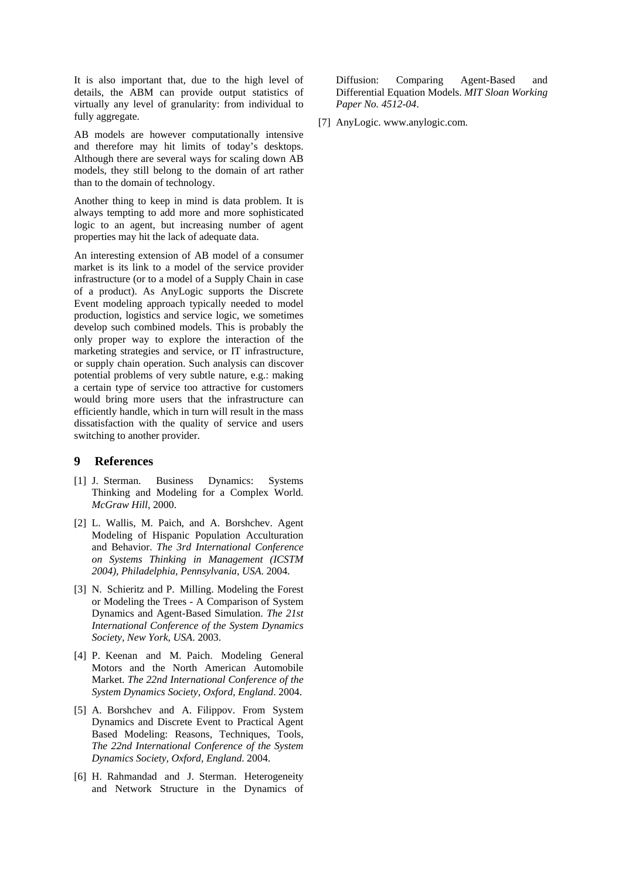It is also important that, due to the high level of details, the ABM can provide output statistics of virtually any level of granularity: from individual to fully aggregate.

AB models are however computationally intensive and therefore may hit limits of today's desktops. Although there are several ways for scaling down AB models, they still belong to the domain of art rather than to the domain of technology.

Another thing to keep in mind is data problem. It is always tempting to add more and more sophisticated logic to an agent, but increasing number of agent properties may hit the lack of adequate data.

An interesting extension of AB model of a consumer market is its link to a model of the service provider infrastructure (or to a model of a Supply Chain in case of a product). As AnyLogic supports the Discrete Event modeling approach typically needed to model production, logistics and service logic, we sometimes develop such combined models. This is probably the only proper way to explore the interaction of the marketing strategies and service, or IT infrastructure, or supply chain operation. Such analysis can discover potential problems of very subtle nature, e.g.: making a certain type of service too attractive for customers would bring more users that the infrastructure can efficiently handle, which in turn will result in the mass dissatisfaction with the quality of service and users switching to another provider.

## 9 References

[1] J. Sterman. Business Dynamics: Systems Thinking and Modeling for a Complex World. *McGraw Hill*, 2000.

[2] L. Wallis, M. Paich, and A. Borshchev. Agent Modeling of Hispanic Population Acculturation and Behavior. *The 3rd International Conference on Systems Thinking in Management (ICSTM 2004), Philadelphia, Pennsylvania, USA*. 2004.

[3] N. Schieritz and P. Milling. Modeling the Forest or Modeling the Trees - A Comparison of System Dynamics and Agent-Based Simulation. *The 21st International Conference of the System Dynamics Society, New York, USA*. 2003.

[4] P. Keenan and M. Paich. Modeling General Motors and the North American Automobile Market. *The 22nd International Conference of the System Dynamics Society, Oxford, England*. 2004.

[5] A. Borshchev and A. Filippov. From System Dynamics and Discrete Event to Practical Agent Based Modeling: Reasons, Techniques, Tools, *The 22nd International Conference of the System Dynamics Society, Oxford, England*. 2004.

[6] H. Rahmandad and J. Sterman. Heterogeneity and Network Structure in the Dynamics of Diffusion: Comparing Agent-Based and Differential Equation Models. *MIT Sloan Working Paper No. 4512-04*.

[7] AnyLogic. www.anylogic.com.